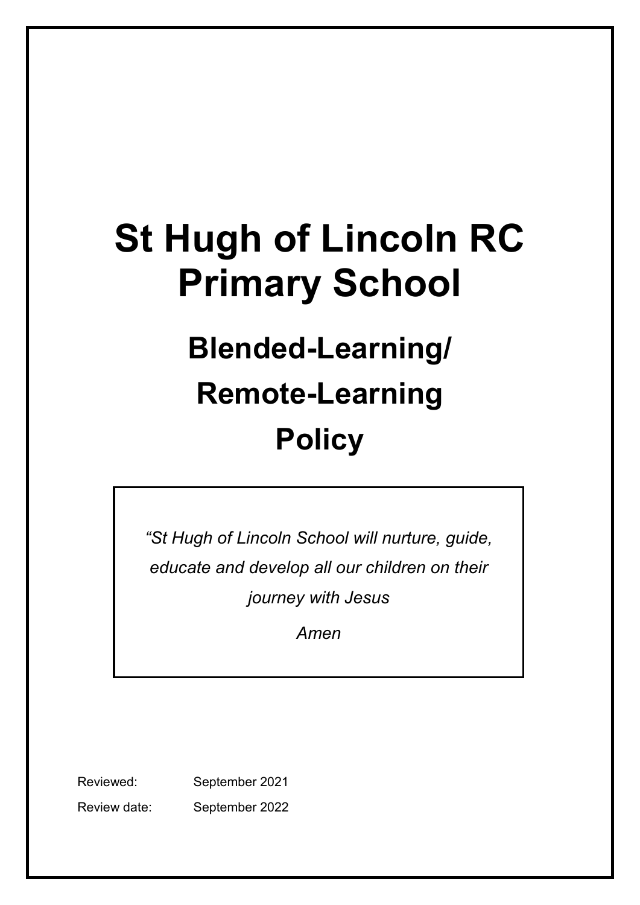# St Hugh of Lincoln RC Primary School

## Blended-Learning/ Remote-Learning Policy

*"St Hugh of Lincoln School will nurture, guide, educate and develop all our children on their journey with Jesus*

*Amen*

Reviewed: September 2021

Review date: September 2022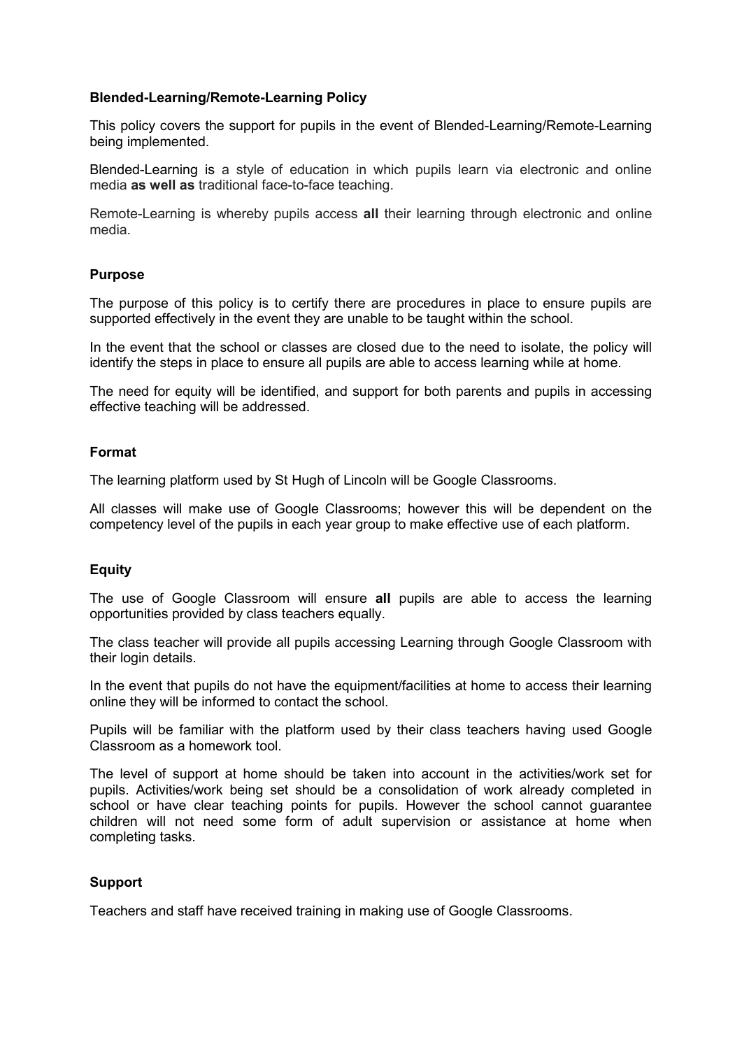**Blended-Learning/Remote-Learning Policy**

This policy covers the support for pupils in the event of Blended-Learning/Remote-Learning being implemented.

Blended-Learning is a style of education in which pupils learn via electronic and online media **as well as** traditional face-to-face teaching.

Remote-Learning is whereby pupils access **all** their learning through electronic and online media.

**Purpose**

The purpose of this policy is to certify there are procedures in place to ensure pupils are supported effectively in the event they are unable to be taught within the school.

In the event that the school or classes are closed due to the need to isolate, the policy will identify the steps in place to ensure all pupils are able to access learning while at home.

The need for equity will be identified, and support for both parents and pupils in accessing effective teaching will be addressed.

**Format**

The learning platform used by St Hugh of Lincoln will be Google Classrooms.

All classes will make use of Google Classrooms; however this will be dependent on the competency level of the pupils in each year group to make effective use of each platform.

**Equity**

The use of Google Classroom will ensure **all** pupils are able to access the learning opportunities provided by class teachers equally.

The class teacher will provide all pupils accessing Learning through Google Classroom with their login details.

In the event that pupils do not have the equipment/facilities at home to access their learning online they will be informed to contact the school.

Pupils will be familiar with the platform used by their class teachers having used Google Classroom as a homework tool.

The level of support at home should be taken into account in the activities/work set for pupils. Activities/work being set should be a consolidation of work already completed in school or have clear teaching points for pupils. However the school cannot guarantee children will not need some form of adult supervision or assistance at home when completing tasks.

**Support**

Teachers and staff have received training in making use of Google Classrooms.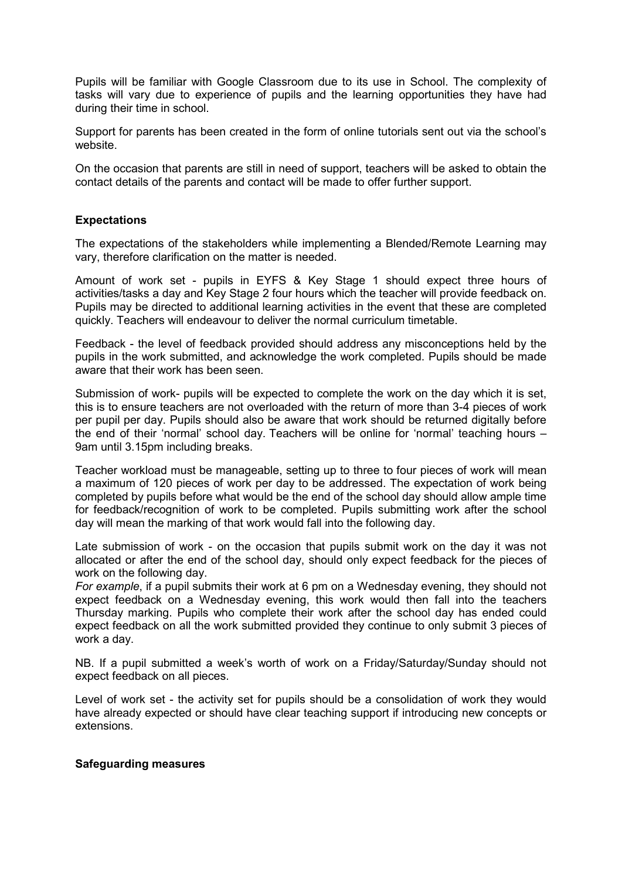Pupils will be familiar with Google Classroom due to its use in School. The complexity of tasks will vary due to experience of pupils and the learning opportunities they have had during their time in school.

Support for parents has been created in the form of online tutorials sent out via the school's website.

On the occasion that parents are still in need of support, teachers will be asked to obtain the contact details of the parents and contact will be made to offer further support.

**Expectations**

The expectations of the stakeholders while implementing a Blended/Remote Learning may vary, therefore clarification on the matter is needed.

Amount of work set - pupils in EYFS & Key Stage 1 should expect three hours of activities/tasks a day and Key Stage 2 four hours which the teacher will provide feedback on. Pupils may be directed to additional learning activities in the event that these are completed quickly. Teachers will endeavour to deliver the normal curriculum timetable.

Feedback - the level of feedback provided should address any misconceptions held by the pupils in the work submitted, and acknowledge the work completed. Pupils should be made aware that their work has been seen.

Submission of work- pupils will be expected to complete the work on the day which it is set, this is to ensure teachers are not overloaded with the return of more than 3-4 pieces of work per pupil per day. Pupils should also be aware that work should be returned digitally before the end of their 'normal' school day. Teachers will be online for 'normal' teaching hours – 9am until 3.15pm including breaks.

Teacher workload must be manageable, setting up to three to four pieces of work will mean a maximum of 120 pieces of work per day to be addressed. The expectation of work being completed by pupils before what would be the end of the school day should allow ample time for feedback/recognition of work to be completed. Pupils submitting work after the school day will mean the marking of that work would fall into the following day.

Late submission of work - on the occasion that pupils submit work on the day it was not allocated or after the end of the school day, should only expect feedback for the pieces of work on the following day.
*For example*, if a pupil submits their work at 6 pm on a Wednesday evening, they should not expect feedback on a Wednesday evening, this work would then fall into the teachers Thursday marking. Pupils who complete their work after the school day has ended could expect feedback on all the work submitted provided they continue to only submit 3 pieces of work a day.

NB. If a pupil submitted a week's worth of work on a Friday/Saturday/Sunday should not expect feedback on all pieces.

Level of work set - the activity set for pupils should be a consolidation of work they would have already expected or should have clear teaching support if introducing new concepts or extensions.

**Safeguarding measures**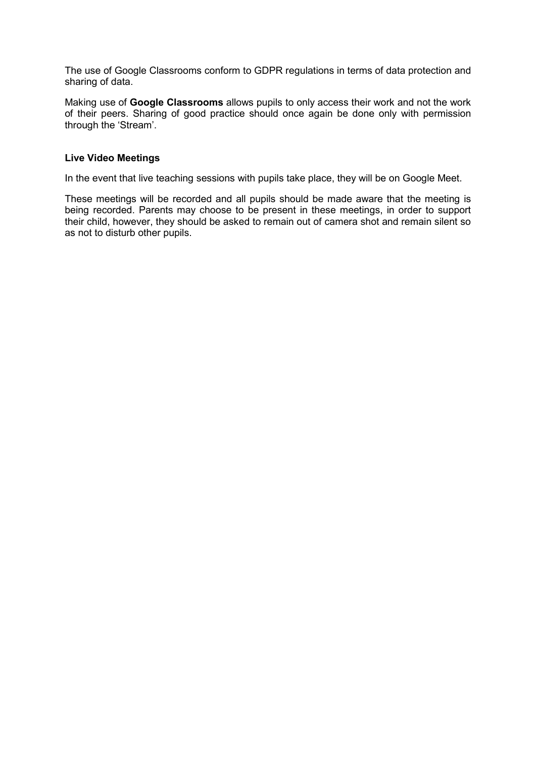The use of Google Classrooms conform to GDPR regulations in terms of data protection and sharing of data.

Making use of **Google Classrooms** allows pupils to only access their work and not the work of their peers. Sharing of good practice should once again be done only with permission through the 'Stream'.

**Live Video Meetings**

In the event that live teaching sessions with pupils take place, they will be on Google Meet.

These meetings will be recorded and all pupils should be made aware that the meeting is being recorded. Parents may choose to be present in these meetings, in order to support their child, however, they should be asked to remain out of camera shot and remain silent so as not to disturb other pupils.